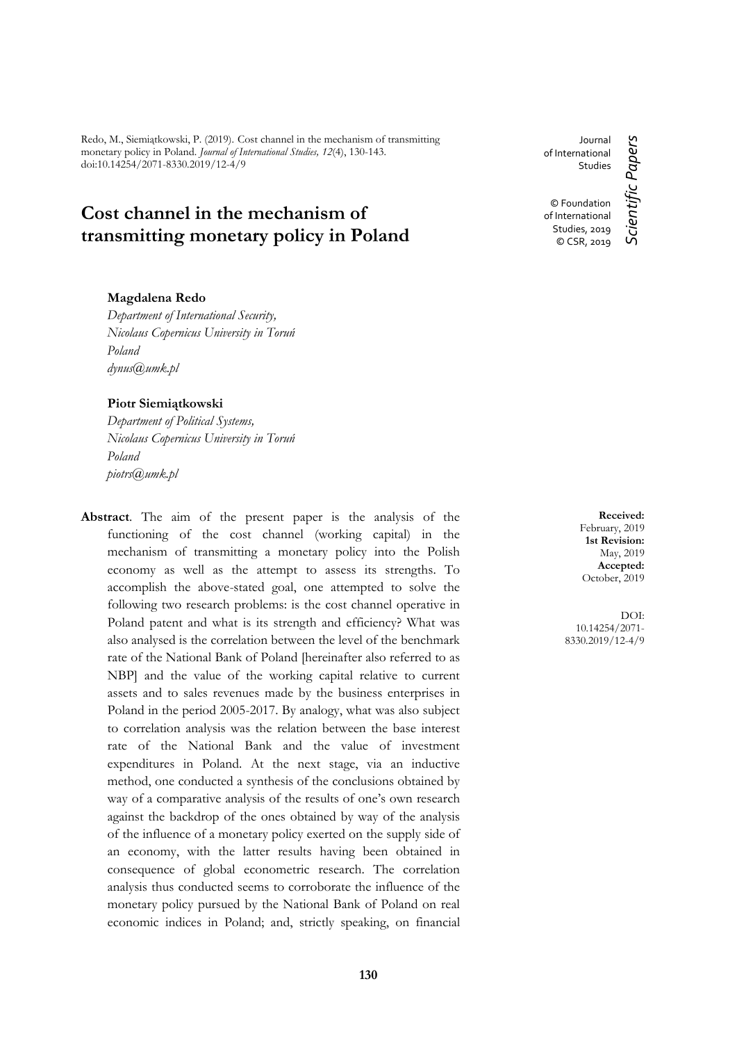Redo, M., Siemiątkowski, P. (2019). Cost channel in the mechanism of transmitting monetary policy in Poland. *Journal of International Studies, 12*(4), 130-143. doi:10.14254/2071-8330.2019/12-4/9

Journal of International Studies

© Foundation of International Studies, 2019
© CSR, 2019

*Scientific Papers*

# Cost channel in the mechanism of transmitting monetary policy in Poland

**Magdalena Redo**
*Department of International Security, Nicolaus Copernicus University in Toruń Poland*
*dynus@umk.pl*

**Piotr Siemiątkowski**
*Department of Political Systems, Nicolaus Copernicus University in Toruń Poland*
*piotrs@umk.pl*

**Received:** February, 2019
**1st Revision:** May, 2019
**Accepted:** October, 2019

DOI: 10.14254/2071-8330.2019/12-4/9

**Abstract**. The aim of the present paper is the analysis of the functioning of the cost channel (working capital) in the mechanism of transmitting a monetary policy into the Polish economy as well as the attempt to assess its strengths. To accomplish the above-stated goal, one attempted to solve the following two research problems: is the cost channel operative in Poland patent and what is its strength and efficiency? What was also analysed is the correlation between the level of the benchmark rate of the National Bank of Poland [hereinafter also referred to as NBP] and the value of the working capital relative to current assets and to sales revenues made by the business enterprises in Poland in the period 2005-2017. By analogy, what was also subject to correlation analysis was the relation between the base interest rate of the National Bank and the value of investment expenditures in Poland. At the next stage, via an inductive method, one conducted a synthesis of the conclusions obtained by way of a comparative analysis of the results of one's own research against the backdrop of the ones obtained by way of the analysis of the influence of a monetary policy exerted on the supply side of an economy, with the latter results having been obtained in consequence of global econometric research. The correlation analysis thus conducted seems to corroborate the influence of the monetary policy pursued by the National Bank of Poland on real economic indices in Poland; and, strictly speaking, on financial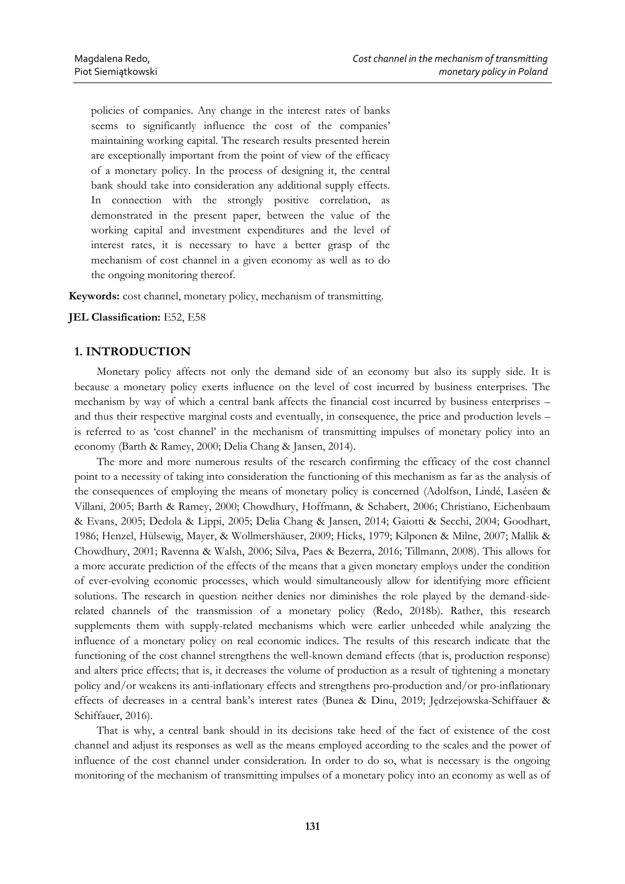policies of companies. Any change in the interest rates of banks seems to significantly influence the cost of the companies' maintaining working capital. The research results presented herein are exceptionally important from the point of view of the efficacy of a monetary policy. In the process of designing it, the central bank should take into consideration any additional supply effects. In connection with the strongly positive correlation, as demonstrated in the present paper, between the value of the working capital and investment expenditures and the level of interest rates, it is necessary to have a better grasp of the mechanism of cost channel in a given economy as well as to do the ongoing monitoring thereof.

**Keywords:** cost channel, monetary policy, mechanism of transmitting.

**JEL Classification:** E52, E58

## 1. INTRODUCTION

Monetary policy affects not only the demand side of an economy but also its supply side. It is because a monetary policy exerts influence on the level of cost incurred by business enterprises. The mechanism by way of which a central bank affects the financial cost incurred by business enterprises – and thus their respective marginal costs and eventually, in consequence, the price and production levels – is referred to as 'cost channel' in the mechanism of transmitting impulses of monetary policy into an economy (Barth & Ramey, 2000; Delia Chang & Jansen, 2014).

The more and more numerous results of the research confirming the efficacy of the cost channel point to a necessity of taking into consideration the functioning of this mechanism as far as the analysis of the consequences of employing the means of monetary policy is concerned (Adolfson, Lindé, Laséen & Villani, 2005; Barth & Ramey, 2000; Chowdhury, Hoffmann, & Schabert, 2006; Christiano, Eichenbaum & Evans, 2005; Dedola & Lippi, 2005; Delia Chang & Jansen, 2014; Gaiotti & Secchi, 2004; Goodhart, 1986; Henzel, Hülsewig, Mayer, & Wollmershäuser, 2009; Hicks, 1979; Kilponen & Milne, 2007; Mallik & Chowdhury, 2001; Ravenna & Walsh, 2006; Silva, Paes & Bezerra, 2016; Tillmann, 2008). This allows for a more accurate prediction of the effects of the means that a given monetary employs under the condition of ever-evolving economic processes, which would simultaneously allow for identifying more efficient solutions. The research in question neither denies nor diminishes the role played by the demand-side-related channels of the transmission of a monetary policy (Redo, 2018b). Rather, this research supplements them with supply-related mechanisms which were earlier unheeded while analyzing the influence of a monetary policy on real economic indices. The results of this research indicate that the functioning of the cost channel strengthens the well-known demand effects (that is, production response) and alters price effects; that is, it decreases the volume of production as a result of tightening a monetary policy and/or weakens its anti-inflationary effects and strengthens pro-production and/or pro-inflationary effects of decreases in a central bank's interest rates (Bunea & Dinu, 2019; Jędrzejowska-Schiffauer & Schiffauer, 2016).

That is why, a central bank should in its decisions take heed of the fact of existence of the cost channel and adjust its responses as well as the means employed according to the scales and the power of influence of the cost channel under consideration. In order to do so, what is necessary is the ongoing monitoring of the mechanism of transmitting impulses of a monetary policy into an economy as well as of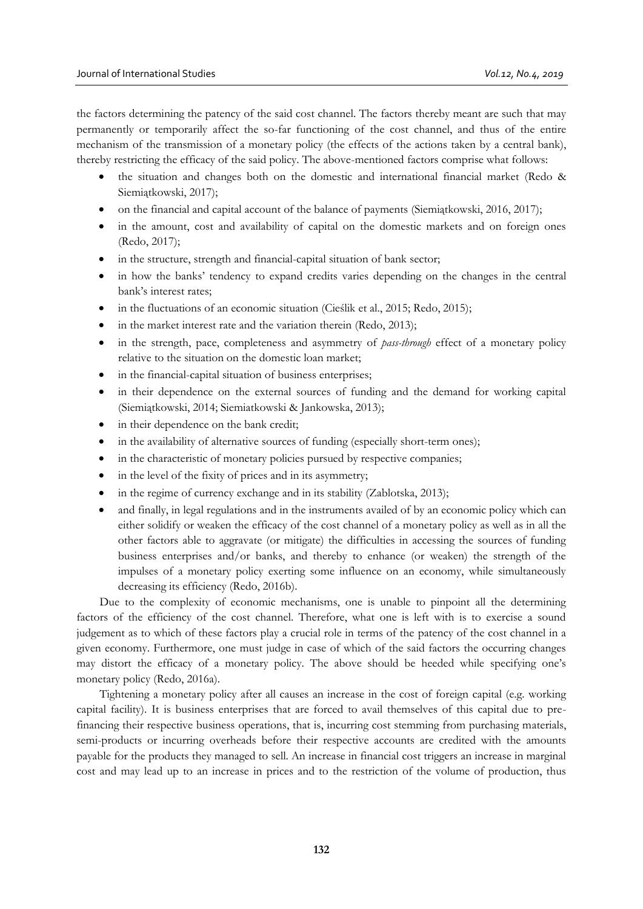the factors determining the patency of the said cost channel. The factors thereby meant are such that may permanently or temporarily affect the so-far functioning of the cost channel, and thus of the entire mechanism of the transmission of a monetary policy (the effects of the actions taken by a central bank), thereby restricting the efficacy of the said policy. The above-mentioned factors comprise what follows:

- the situation and changes both on the domestic and international financial market (Redo & Siemiątkowski, 2017);
- on the financial and capital account of the balance of payments (Siemiątkowski, 2016, 2017);
- in the amount, cost and availability of capital on the domestic markets and on foreign ones (Redo, 2017);
- in the structure, strength and financial-capital situation of bank sector;
- in how the banks' tendency to expand credits varies depending on the changes in the central bank's interest rates;
- in the fluctuations of an economic situation (Cieślik et al., 2015; Redo, 2015);
- in the market interest rate and the variation therein (Redo, 2013);
- in the strength, pace, completeness and asymmetry of *pass-through* effect of a monetary policy relative to the situation on the domestic loan market;
- in the financial-capital situation of business enterprises;
- in their dependence on the external sources of funding and the demand for working capital (Siemiątkowski, 2014; Siemiatkowski & Jankowska, 2013);
- in their dependence on the bank credit;
- in the availability of alternative sources of funding (especially short-term ones);
- in the characteristic of monetary policies pursued by respective companies;
- in the level of the fixity of prices and in its asymmetry;
- in the regime of currency exchange and in its stability (Zablotska, 2013);
- and finally, in legal regulations and in the instruments availed of by an economic policy which can either solidify or weaken the efficacy of the cost channel of a monetary policy as well as in all the other factors able to aggravate (or mitigate) the difficulties in accessing the sources of funding business enterprises and/or banks, and thereby to enhance (or weaken) the strength of the impulses of a monetary policy exerting some influence on an economy, while simultaneously decreasing its efficiency (Redo, 2016b).

Due to the complexity of economic mechanisms, one is unable to pinpoint all the determining factors of the efficiency of the cost channel. Therefore, what one is left with is to exercise a sound judgement as to which of these factors play a crucial role in terms of the patency of the cost channel in a given economy. Furthermore, one must judge in case of which of the said factors the occurring changes may distort the efficacy of a monetary policy. The above should be heeded while specifying one's monetary policy (Redo, 2016a).

Tightening a monetary policy after all causes an increase in the cost of foreign capital (e.g. working capital facility). It is business enterprises that are forced to avail themselves of this capital due to pre-financing their respective business operations, that is, incurring cost stemming from purchasing materials, semi-products or incurring overheads before their respective accounts are credited with the amounts payable for the products they managed to sell. An increase in financial cost triggers an increase in marginal cost and may lead up to an increase in prices and to the restriction of the volume of production, thus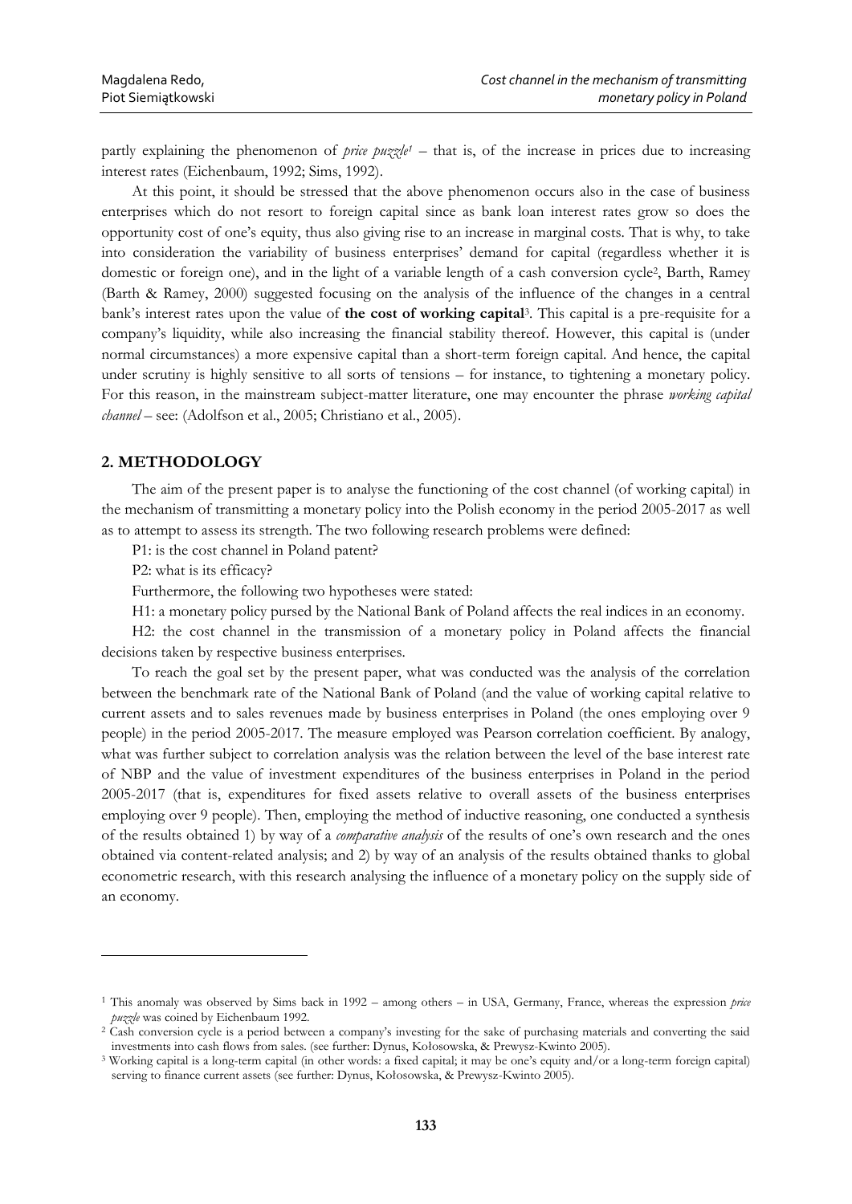partly explaining the phenomenon of *price puzzle*[1] – that is, of the increase in prices due to increasing interest rates (Eichenbaum, 1992; Sims, 1992).

At this point, it should be stressed that the above phenomenon occurs also in the case of business enterprises which do not resort to foreign capital since as bank loan interest rates grow so does the opportunity cost of one's equity, thus also giving rise to an increase in marginal costs. That is why, to take into consideration the variability of business enterprises' demand for capital (regardless whether it is domestic or foreign one), and in the light of a variable length of a cash conversion cycle[2], Barth, Ramey (Barth & Ramey, 2000) suggested focusing on the analysis of the influence of the changes in a central bank's interest rates upon the value of **the cost of working capital**[3]. This capital is a pre-requisite for a company's liquidity, while also increasing the financial stability thereof. However, this capital is (under normal circumstances) a more expensive capital than a short-term foreign capital. And hence, the capital under scrutiny is highly sensitive to all sorts of tensions – for instance, to tightening a monetary policy. For this reason, in the mainstream subject-matter literature, one may encounter the phrase *working capital channel* – see: (Adolfson et al., 2005; Christiano et al., 2005).

## 2. METHODOLOGY

The aim of the present paper is to analyse the functioning of the cost channel (of working capital) in the mechanism of transmitting a monetary policy into the Polish economy in the period 2005-2017 as well as to attempt to assess its strength. The two following research problems were defined:

P1: is the cost channel in Poland patent?

P2: what is its efficacy?

Furthermore, the following two hypotheses were stated:

H1: a monetary policy pursed by the National Bank of Poland affects the real indices in an economy.

H2: the cost channel in the transmission of a monetary policy in Poland affects the financial decisions taken by respective business enterprises.

To reach the goal set by the present paper, what was conducted was the analysis of the correlation between the benchmark rate of the National Bank of Poland (and the value of working capital relative to current assets and to sales revenues made by business enterprises in Poland (the ones employing over 9 people) in the period 2005-2017. The measure employed was Pearson correlation coefficient. By analogy, what was further subject to correlation analysis was the relation between the level of the base interest rate of NBP and the value of investment expenditures of the business enterprises in Poland in the period 2005-2017 (that is, expenditures for fixed assets relative to overall assets of the business enterprises employing over 9 people). Then, employing the method of inductive reasoning, one conducted a synthesis of the results obtained 1) by way of a *comparative analysis* of the results of one's own research and the ones obtained via content-related analysis; and 2) by way of an analysis of the results obtained thanks to global econometric research, with this research analysing the influence of a monetary policy on the supply side of an economy.

---

[1] This anomaly was observed by Sims back in 1992 – among others – in USA, Germany, France, whereas the expression *price puzzle* was coined by Eichenbaum 1992.

[2] Cash conversion cycle is a period between a company's investing for the sake of purchasing materials and converting the said investments into cash flows from sales. (see further: Dynus, Kołosowska, & Prewysz-Kwinto 2005).

[3] Working capital is a long-term capital (in other words: a fixed capital; it may be one's equity and/or a long-term foreign capital) serving to finance current assets (see further: Dynus, Kołosowska, & Prewysz-Kwinto 2005).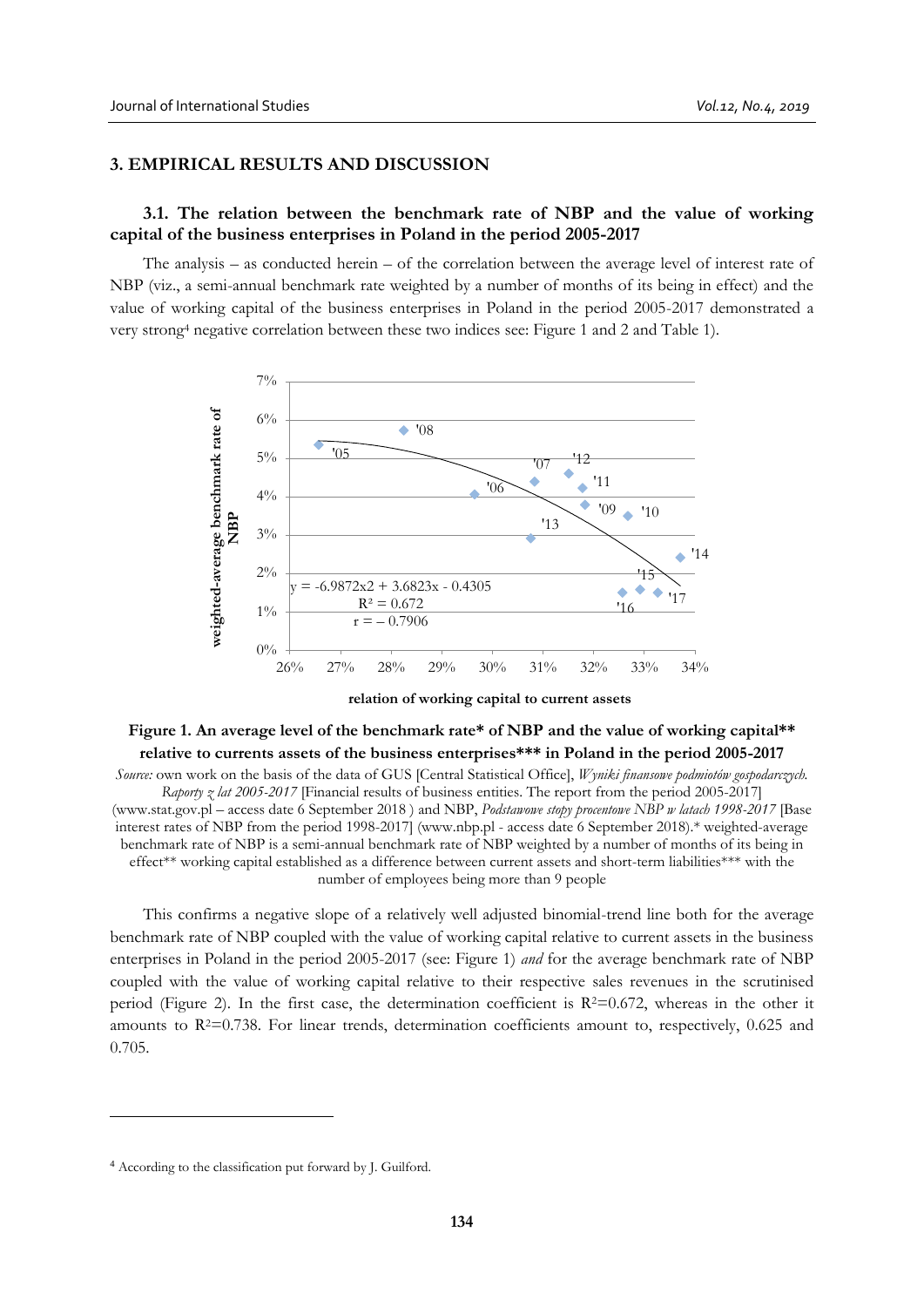## 3. EMPIRICAL RESULTS AND DISCUSSION

### 3.1. The relation between the benchmark rate of NBP and the value of working capital of the business enterprises in Poland in the period 2005-2017

The analysis – as conducted herein – of the correlation between the average level of interest rate of NBP (viz., a semi-annual benchmark rate weighted by a number of months of its being in effect) and the value of working capital of the business enterprises in Poland in the period 2005-2017 demonstrated a very strong[4] negative correlation between these two indices see: Figure 1 and 2 and Table 1).

**Figure 1. An average level of the benchmark rate\* of NBP and the value of working capital\*\* relative to currents assets of the business enterprises\*\*\* in Poland in the period 2005-2017**

*Source:* own work on the basis of the data of GUS [Central Statistical Office], *Wyniki finansowe podmiotów gospodarczych. Raporty z lat 2005-2017* [Financial results of business entities. The report from the period 2005-2017] (www.stat.gov.pl – access date 6 September 2018 ) and NBP, *Podstawowe stopy procentowe NBP w latach 1998-2017* [Base interest rates of NBP from the period 1998-2017] (www.nbp.pl - access date 6 September 2018).\* weighted-average benchmark rate of NBP is a semi-annual benchmark rate of NBP weighted by a number of months of its being in effect\*\* working capital established as a difference between current assets and short-term liabilities\*\*\* with the number of employees being more than 9 people

This confirms a negative slope of a relatively well adjusted binomial-trend line both for the average benchmark rate of NBP coupled with the value of working capital relative to current assets in the business enterprises in Poland in the period 2005-2017 (see: Figure 1) *and* for the average benchmark rate of NBP coupled with the value of working capital relative to their respective sales revenues in the scrutinised period (Figure 2). In the first case, the determination coefficient is $R^2=0.672$, whereas in the other it amounts to $R^2=0.738$. For linear trends, determination coefficients amount to, respectively, 0.625 and 0.705.

[4] According to the classification put forward by J. Guilford.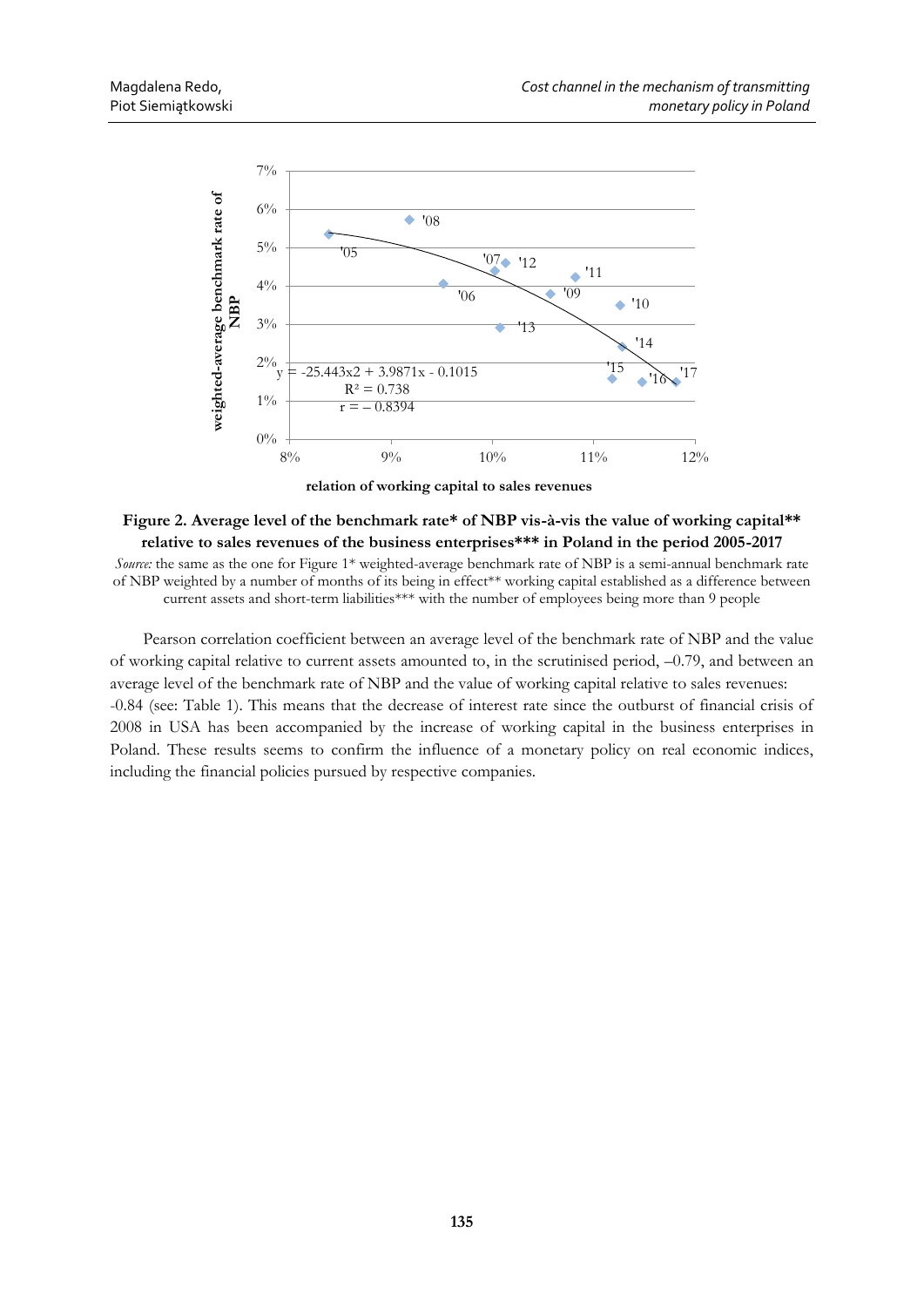**Figure 2. Average level of the benchmark rate* of NBP vis-à-vis the value of working capital** relative to sales revenues of the business enterprises*** in Poland in the period 2005-2017**

*Source:* the same as the one for Figure 1* weighted-average benchmark rate of NBP is a semi-annual benchmark rate of NBP weighted by a number of months of its being in effect** working capital established as a difference between current assets and short-term liabilities*** with the number of employees being more than 9 people

Pearson correlation coefficient between an average level of the benchmark rate of NBP and the value of working capital relative to current assets amounted to, in the scrutinised period, –0.79, and between an average level of the benchmark rate of NBP and the value of working capital relative to sales revenues: -0.84 (see: Table 1). This means that the decrease of interest rate since the outburst of financial crisis of 2008 in USA has been accompanied by the increase of working capital in the business enterprises in Poland. These results seems to confirm the influence of a monetary policy on real economic indices, including the financial policies pursued by respective companies.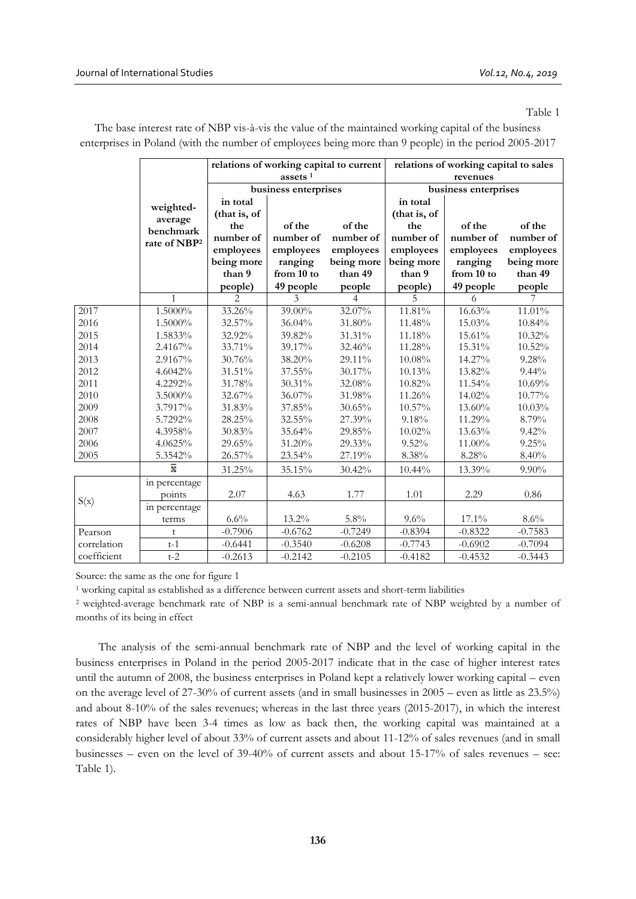Table 1

The base interest rate of NBP vis-à-vis the value of the maintained working capital of the business enterprises in Poland (with the number of employees being more than 9 people) in the period 2005-2017

| | | relations of working capital to current assets [1] | | | relations of working capital to sales revenues | | |
|---|---|---|---|---|---|---|---|
| | | business enterprises | | | business enterprises | | |
| | weighted-average benchmark rate of NBP[2] | in total (that is, of the number of employees being more than 9 people) | of the number of employees ranging from 10 to 49 people | of the number of employees being more than 49 people | in total (that is, of the number of employees being more than 9 people) | of the number of employees ranging from 10 to 49 people | of the number of employees being more than 49 people |
| | 1 | 2 | 3 | 4 | 5 | 6 | 7 |
| 2017 | 1.5000% | 33.26% | 39.00% | 32.07% | 11.81% | 16.63% | 11.01% |
| 2016 | 1.5000% | 32.57% | 36.04% | 31.80% | 11.48% | 15.03% | 10.84% |
| 2015 | 1.5833% | 32.92% | 39.82% | 31.31% | 11.18% | 15.61% | 10.32% |
| 2014 | 2.4167% | 33.71% | 39.17% | 32.46% | 11.28% | 15.31% | 10.52% |
| 2013 | 2.9167% | 30.76% | 38.20% | 29.11% | 10.08% | 14.27% | 9.28% |
| 2012 | 4.6042% | 31.51% | 37.55% | 30.17% | 10.13% | 13.82% | 9.44% |
| 2011 | 4.2292% | 31.78% | 30.31% | 32.08% | 10.82% | 11.54% | 10.69% |
| 2010 | 3.5000% | 32.67% | 36.07% | 31.98% | 11.26% | 14.02% | 10.77% |
| 2009 | 3.7917% | 31.83% | 37.85% | 30.65% | 10.57% | 13.60% | 10.03% |
| 2008 | 5.7292% | 28.25% | 32.55% | 27.39% | 9.18% | 11.29% | 8.79% |
| 2007 | 4.3958% | 30.83% | 35.64% | 29.85% | 10.02% | 13.63% | 9.42% |
| 2006 | 4.0625% | 29.65% | 31.20% | 29.33% | 9.52% | 11.00% | 9.25% |
| 2005 | 5.3542% | 26.57% | 23.54% | 27.19% | 8.38% | 8.28% | 8.40% |
| | $\bar{x}$ | 31.25% | 35.15% | 30.42% | 10.44% | 13.39% | 9.90% |
| S(x) | in percentage points | 2.07 | 4.63 | 1.77 | 1.01 | 2.29 | 0.86 |
| | in percentage terms | 6.6% | 13.2% | 5.8% | 9.6% | 17.1% | 8.6% |
| Pearson correlation coefficient | t | -0.7906 | -0.6762 | -0.7249 | -0.8394 | -0.8322 | -0.7583 |
| | t-1 | -0.6441 | -0.3540 | -0.6208 | -0.7743 | -0.6902 | -0.7094 |
| | t-2 | -0.2613 | -0.2142 | -0.2105 | -0.4182 | -0.4532 | -0.3443 |

Source: the same as the one for figure 1

[1] working capital as established as a difference between current assets and short-term liabilities

[2] weighted-average benchmark rate of NBP is a semi-annual benchmark rate of NBP weighted by a number of months of its being in effect

The analysis of the semi-annual benchmark rate of NBP and the level of working capital in the business enterprises in Poland in the period 2005-2017 indicate that in the case of higher interest rates until the autumn of 2008, the business enterprises in Poland kept a relatively lower working capital – even on the average level of 27-30% of current assets (and in small businesses in 2005 – even as little as 23.5%) and about 8-10% of the sales revenues; whereas in the last three years (2015-2017), in which the interest rates of NBP have been 3-4 times as low as back then, the working capital was maintained at a considerably higher level of about 33% of current assets and about 11-12% of sales revenues (and in small businesses – even on the level of 39-40% of current assets and about 15-17% of sales revenues – see: Table 1).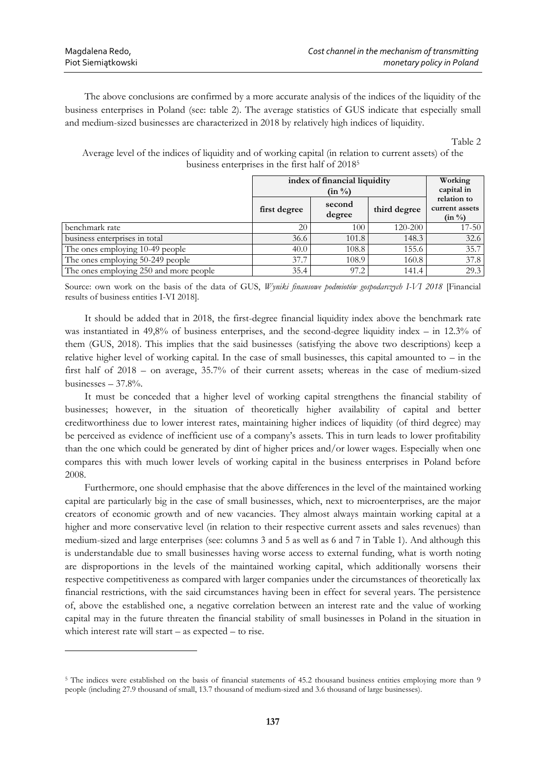The above conclusions are confirmed by a more accurate analysis of the indices of the liquidity of the business enterprises in Poland (see: table 2). The average statistics of GUS indicate that especially small and medium-sized businesses are characterized in 2018 by relatively high indices of liquidity.

Table 2

Average level of the indices of liquidity and of working capital (in relation to current assets) of the business enterprises in the first half of 2018[5]

| | index of financial liquidity (in %) | | | Working capital in relation to current assets (in %) |
|---|---|---|---|---|
| | first degree | second degree | third degree | |
| benchmark rate | 20 | 100 | 120-200 | 17-50 |
| business enterprises in total | 36.6 | 101.8 | 148.3 | 32.6 |
| The ones employing 10-49 people | 40.0 | 108.8 | 155.6 | 35.7 |
| The ones employing 50-249 people | 37.7 | 108.9 | 160.8 | 37.8 |
| The ones employing 250 and more people | 35.4 | 97.2 | 141.4 | 29.3 |

Source: own work on the basis of the data of GUS, *Wyniki finansowe podmiotów gospodarczych I-VI 2018* [Financial results of business entities I-VI 2018].

It should be added that in 2018, the first-degree financial liquidity index above the benchmark rate was instantiated in 49,8% of business enterprises, and the second-degree liquidity index – in 12.3% of them (GUS, 2018). This implies that the said businesses (satisfying the above two descriptions) keep a relative higher level of working capital. In the case of small businesses, this capital amounted to – in the first half of 2018 – on average, 35.7% of their current assets; whereas in the case of medium-sized businesses – 37.8%.

It must be conceded that a higher level of working capital strengthens the financial stability of businesses; however, in the situation of theoretically higher availability of capital and better creditworthiness due to lower interest rates, maintaining higher indices of liquidity (of third degree) may be perceived as evidence of inefficient use of a company's assets. This in turn leads to lower profitability than the one which could be generated by dint of higher prices and/or lower wages. Especially when one compares this with much lower levels of working capital in the business enterprises in Poland before 2008.

Furthermore, one should emphasise that the above differences in the level of the maintained working capital are particularly big in the case of small businesses, which, next to microenterprises, are the major creators of economic growth and of new vacancies. They almost always maintain working capital at a higher and more conservative level (in relation to their respective current assets and sales revenues) than medium-sized and large enterprises (see: columns 3 and 5 as well as 6 and 7 in Table 1). And although this is understandable due to small businesses having worse access to external funding, what is worth noting are disproportions in the levels of the maintained working capital, which additionally worsens their respective competitiveness as compared with larger companies under the circumstances of theoretically lax financial restrictions, with the said circumstances having been in effect for several years. The persistence of, above the established one, a negative correlation between an interest rate and the value of working capital may in the future threaten the financial stability of small businesses in Poland in the situation in which interest rate will start – as expected – to rise.

[5] The indices were established on the basis of financial statements of 45.2 thousand business entities employing more than 9 people (including 27.9 thousand of small, 13.7 thousand of medium-sized and 3.6 thousand of large businesses).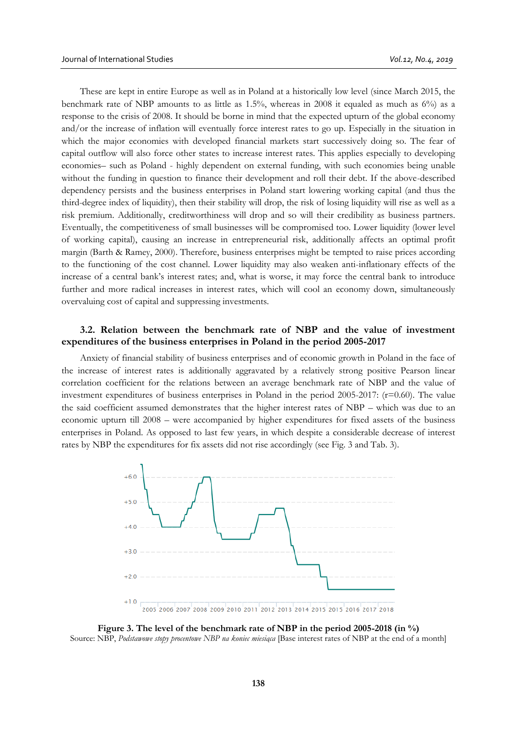These are kept in entire Europe as well as in Poland at a historically low level (since March 2015, the benchmark rate of NBP amounts to as little as 1.5%, whereas in 2008 it equaled as much as 6%) as a response to the crisis of 2008. It should be borne in mind that the expected upturn of the global economy and/or the increase of inflation will eventually force interest rates to go up. Especially in the situation in which the major economies with developed financial markets start successively doing so. The fear of capital outflow will also force other states to increase interest rates. This applies especially to developing economies– such as Poland - highly dependent on external funding, with such economies being unable without the funding in question to finance their development and roll their debt. If the above-described dependency persists and the business enterprises in Poland start lowering working capital (and thus the third-degree index of liquidity), then their stability will drop, the risk of losing liquidity will rise as well as a risk premium. Additionally, creditworthiness will drop and so will their credibility as business partners. Eventually, the competitiveness of small businesses will be compromised too. Lower liquidity (lower level of working capital), causing an increase in entrepreneurial risk, additionally affects an optimal profit margin (Barth & Ramey, 2000). Therefore, business enterprises might be tempted to raise prices according to the functioning of the cost channel. Lower liquidity may also weaken anti-inflationary effects of the increase of a central bank's interest rates; and, what is worse, it may force the central bank to introduce further and more radical increases in interest rates, which will cool an economy down, simultaneously overvaluing cost of capital and suppressing investments.

### 3.2. Relation between the benchmark rate of NBP and the value of investment expenditures of the business enterprises in Poland in the period 2005-2017

Anxiety of financial stability of business enterprises and of economic growth in Poland in the face of the increase of interest rates is additionally aggravated by a relatively strong positive Pearson linear correlation coefficient for the relations between an average benchmark rate of NBP and the value of investment expenditures of business enterprises in Poland in the period 2005-2017: (r=0.60). The value the said coefficient assumed demonstrates that the higher interest rates of NBP – which was due to an economic upturn till 2008 – were accompanied by higher expenditures for fixed assets of the business enterprises in Poland. As opposed to last few years, in which despite a considerable decrease of interest rates by NBP the expenditures for fix assets did not rise accordingly (see Fig. 3 and Tab. 3).

**Figure 3. The level of the benchmark rate of NBP in the period 2005-2018 (in %)**

Source: NBP, *Podstawowe stopy procentowe NBP na koniec miesiąca* [Base interest rates of NBP at the end of a month]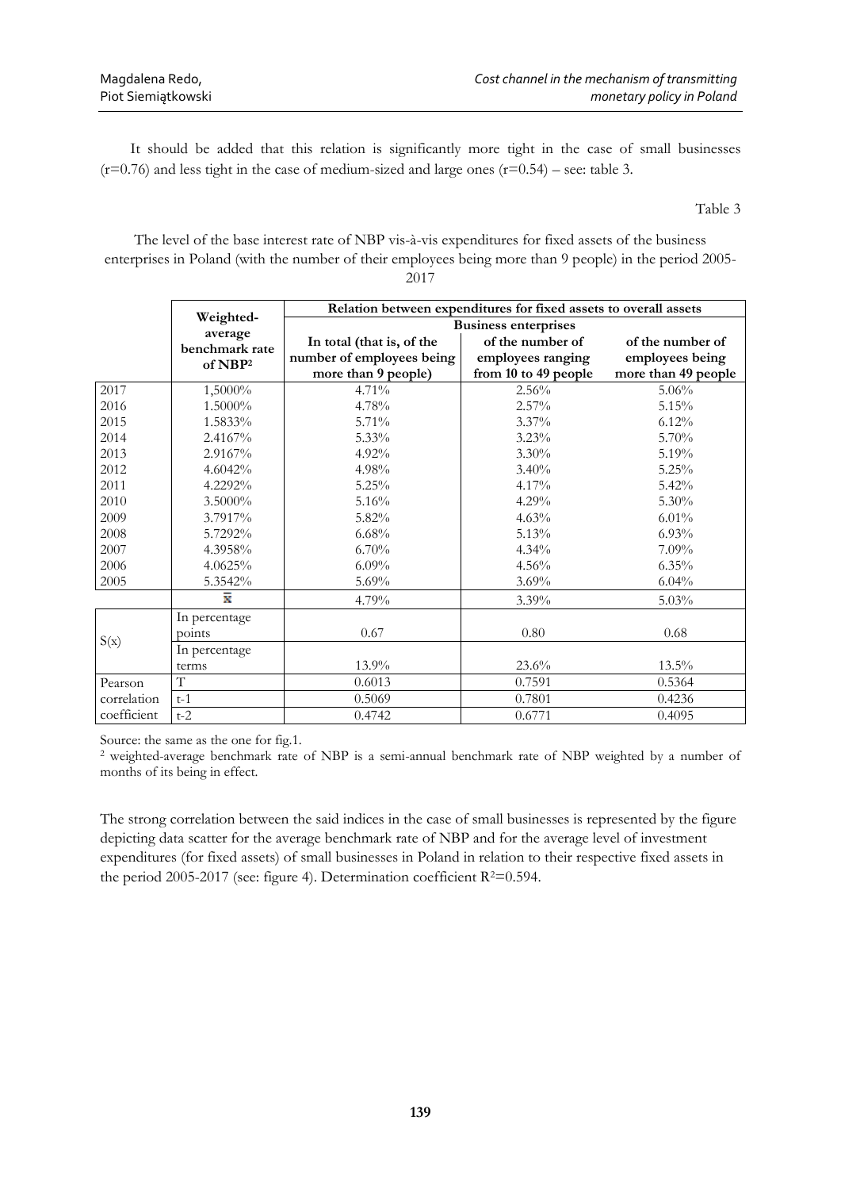It should be added that this relation is significantly more tight in the case of small businesses ($r=0.76$) and less tight in the case of medium-sized and large ones ($r=0.54$) – see: table 3.

Table 3

The level of the base interest rate of NBP vis-à-vis expenditures for fixed assets of the business enterprises in Poland (with the number of their employees being more than 9 people) in the period 2005-2017

| | Weighted-average benchmark rate of NBP[2] | Relation between expenditures for fixed assets to overall assets | | |
|---|---|---|---|---|
| | | Business enterprises | | |
| | | In total (that is, of the number of employees being more than 9 people) | of the number of employees ranging from 10 to 49 people | of the number of employees being more than 49 people |
| 2017 | 1,5000% | 4.71% | 2.56% | 5.06% |
| 2016 | 1.5000% | 4.78% | 2.57% | 5.15% |
| 2015 | 1.5833% | 5.71% | 3.37% | 6.12% |
| 2014 | 2.4167% | 5.33% | 3.23% | 5.70% |
| 2013 | 2.9167% | 4.92% | 3.30% | 5.19% |
| 2012 | 4.6042% | 4.98% | 3.40% | 5.25% |
| 2011 | 4.2292% | 5.25% | 4.17% | 5.42% |
| 2010 | 3.5000% | 5.16% | 4.29% | 5.30% |
| 2009 | 3.7917% | 5.82% | 4.63% | 6.01% |
| 2008 | 5.7292% | 6.68% | 5.13% | 6.93% |
| 2007 | 4.3958% | 6.70% | 4.34% | 7.09% |
| 2006 | 4.0625% | 6.09% | 4.56% | 6.35% |
| 2005 | 5.3542% | 5.69% | 3.69% | 6.04% |
| | $\bar{\bar{x}}$ | 4.79% | 3.39% | 5.03% |
| S(x) | In percentage points | 0.67 | 0.80 | 0.68 |
| | In percentage terms | 13.9% | 23.6% | 13.5% |
| Pearson correlation coefficient | T | 0.6013 | 0.7591 | 0.5364 |
| | t-1 | 0.5069 | 0.7801 | 0.4236 |
| | t-2 | 0.4742 | 0.6771 | 0.4095 |

Source: the same as the one for fig.1.

[2] weighted-average benchmark rate of NBP is a semi-annual benchmark rate of NBP weighted by a number of months of its being in effect.

The strong correlation between the said indices in the case of small businesses is represented by the figure depicting data scatter for the average benchmark rate of NBP and for the average level of investment expenditures (for fixed assets) of small businesses in Poland in relation to their respective fixed assets in the period 2005-2017 (see: figure 4). Determination coefficient $R^2=0.594$.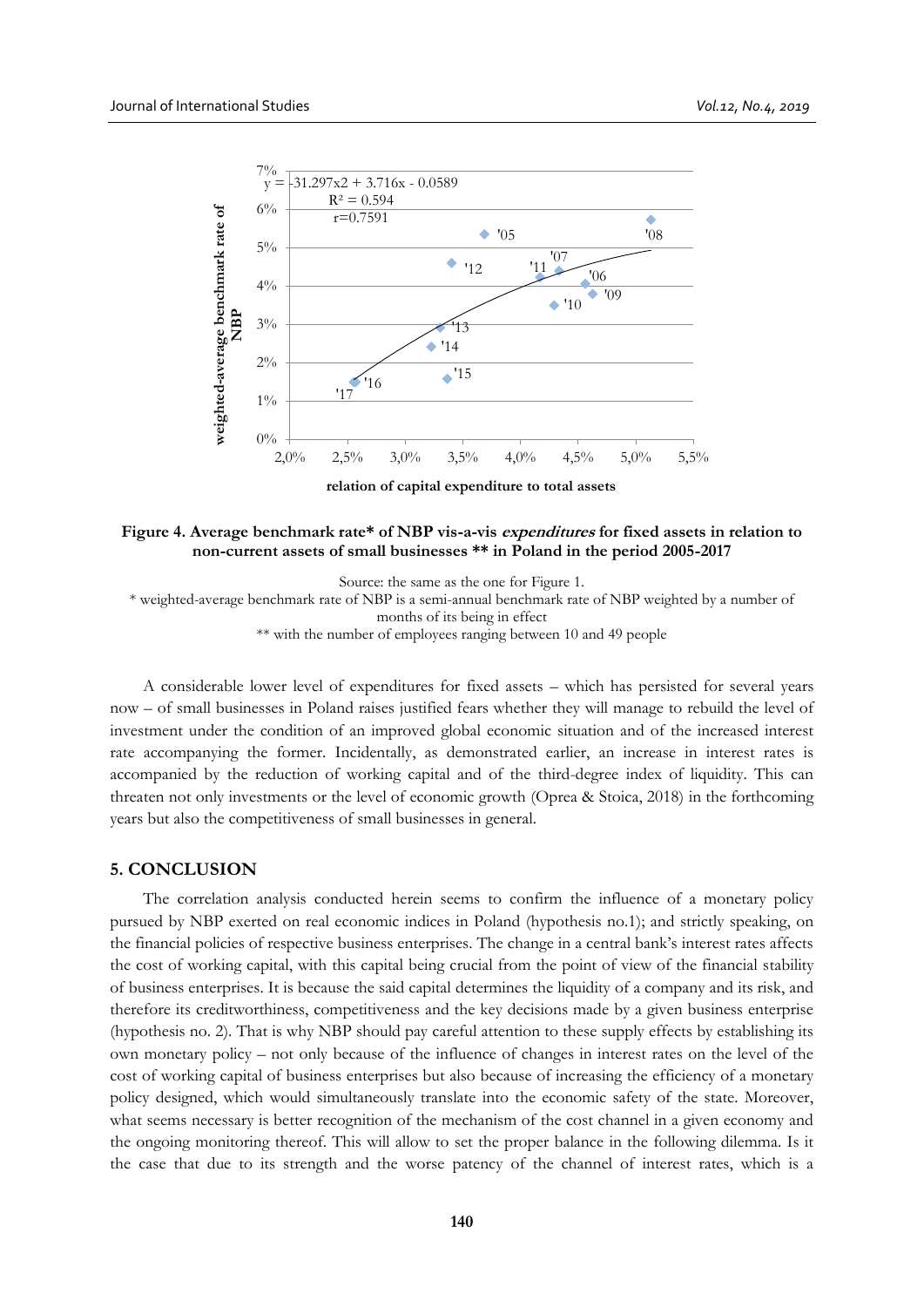**Figure 4. Average benchmark rate* of NBP vis-a-vis *expenditures* for fixed assets in relation to non-current assets of small businesses ** in Poland in the period 2005-2017**

Source: the same as the one for Figure 1.

\* weighted-average benchmark rate of NBP is a semi-annual benchmark rate of NBP weighted by a number of months of its being in effect

\*\* with the number of employees ranging between 10 and 49 people

A considerable lower level of expenditures for fixed assets – which has persisted for several years now – of small businesses in Poland raises justified fears whether they will manage to rebuild the level of investment under the condition of an improved global economic situation and of the increased interest rate accompanying the former. Incidentally, as demonstrated earlier, an increase in interest rates is accompanied by the reduction of working capital and of the third-degree index of liquidity. This can threaten not only investments or the level of economic growth (Oprea & Stoica, 2018) in the forthcoming years but also the competitiveness of small businesses in general.

## 5. CONCLUSION

The correlation analysis conducted herein seems to confirm the influence of a monetary policy pursued by NBP exerted on real economic indices in Poland (hypothesis no.1); and strictly speaking, on the financial policies of respective business enterprises. The change in a central bank's interest rates affects the cost of working capital, with this capital being crucial from the point of view of the financial stability of business enterprises. It is because the said capital determines the liquidity of a company and its risk, and therefore its creditworthiness, competitiveness and the key decisions made by a given business enterprise (hypothesis no. 2). That is why NBP should pay careful attention to these supply effects by establishing its own monetary policy – not only because of the influence of changes in interest rates on the level of the cost of working capital of business enterprises but also because of increasing the efficiency of a monetary policy designed, which would simultaneously translate into the economic safety of the state. Moreover, what seems necessary is better recognition of the mechanism of the cost channel in a given economy and the ongoing monitoring thereof. This will allow to set the proper balance in the following dilemma. Is it the case that due to its strength and the worse patency of the channel of interest rates, which is a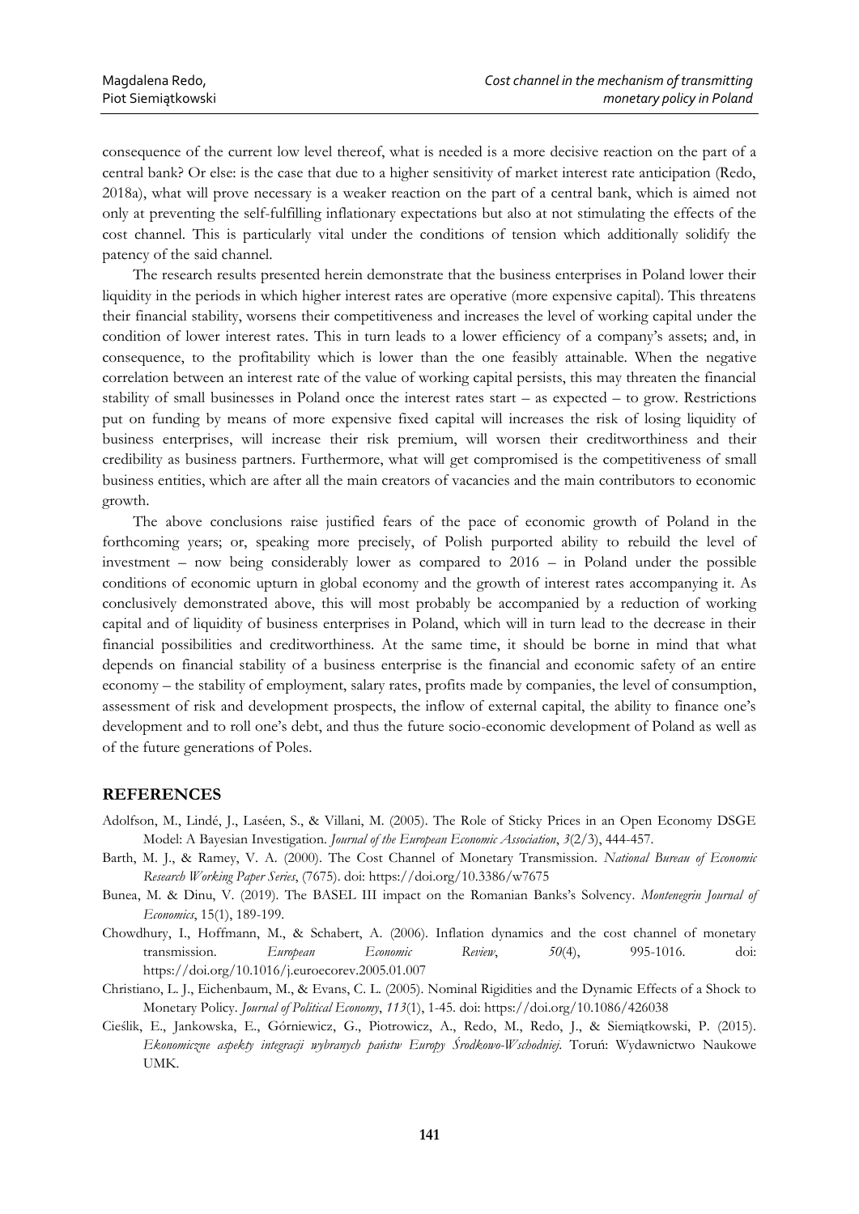consequence of the current low level thereof, what is needed is a more decisive reaction on the part of a central bank? Or else: is the case that due to a higher sensitivity of market interest rate anticipation (Redo, 2018a), what will prove necessary is a weaker reaction on the part of a central bank, which is aimed not only at preventing the self-fulfilling inflationary expectations but also at not stimulating the effects of the cost channel. This is particularly vital under the conditions of tension which additionally solidify the patency of the said channel.

The research results presented herein demonstrate that the business enterprises in Poland lower their liquidity in the periods in which higher interest rates are operative (more expensive capital). This threatens their financial stability, worsens their competitiveness and increases the level of working capital under the condition of lower interest rates. This in turn leads to a lower efficiency of a company's assets; and, in consequence, to the profitability which is lower than the one feasibly attainable. When the negative correlation between an interest rate of the value of working capital persists, this may threaten the financial stability of small businesses in Poland once the interest rates start – as expected – to grow. Restrictions put on funding by means of more expensive fixed capital will increases the risk of losing liquidity of business enterprises, will increase their risk premium, will worsen their creditworthiness and their credibility as business partners. Furthermore, what will get compromised is the competitiveness of small business entities, which are after all the main creators of vacancies and the main contributors to economic growth.

The above conclusions raise justified fears of the pace of economic growth of Poland in the forthcoming years; or, speaking more precisely, of Polish purported ability to rebuild the level of investment – now being considerably lower as compared to 2016 – in Poland under the possible conditions of economic upturn in global economy and the growth of interest rates accompanying it. As conclusively demonstrated above, this will most probably be accompanied by a reduction of working capital and of liquidity of business enterprises in Poland, which will in turn lead to the decrease in their financial possibilities and creditworthiness. At the same time, it should be borne in mind that what depends on financial stability of a business enterprise is the financial and economic safety of an entire economy – the stability of employment, salary rates, profits made by companies, the level of consumption, assessment of risk and development prospects, the inflow of external capital, the ability to finance one's development and to roll one's debt, and thus the future socio-economic development of Poland as well as of the future generations of Poles.

## REFERENCES

Adolfson, M., Lindé, J., Laséen, S., & Villani, M. (2005). The Role of Sticky Prices in an Open Economy DSGE Model: A Bayesian Investigation. *Journal of the European Economic Association*, *3*(2/3), 444-457.

Barth, M. J., & Ramey, V. A. (2000). The Cost Channel of Monetary Transmission. *National Bureau of Economic Research Working Paper Series*, (7675). doi: https://doi.org/10.3386/w7675

Bunea, M. & Dinu, V. (2019). The BASEL III impact on the Romanian Banks's Solvency. *Montenegrin Journal of Economics*, 15(1), 189-199.

Chowdhury, I., Hoffmann, M., & Schabert, A. (2006). Inflation dynamics and the cost channel of monetary transmission. *European Economic Review*, *50*(4), 995-1016. doi: https://doi.org/10.1016/j.euroecorev.2005.01.007

Christiano, L. J., Eichenbaum, M., & Evans, C. L. (2005). Nominal Rigidities and the Dynamic Effects of a Shock to Monetary Policy. *Journal of Political Economy*, *113*(1), 1-45. doi: https://doi.org/10.1086/426038

Cieślik, E., Jankowska, E., Górniewicz, G., Piotrowicz, A., Redo, M., Redo, J., & Siemiątkowski, P. (2015). *Ekonomiczne aspekty integracji wybranych państw Europy Środkowo-Wschodniej*. Toruń: Wydawnictwo Naukowe UMK.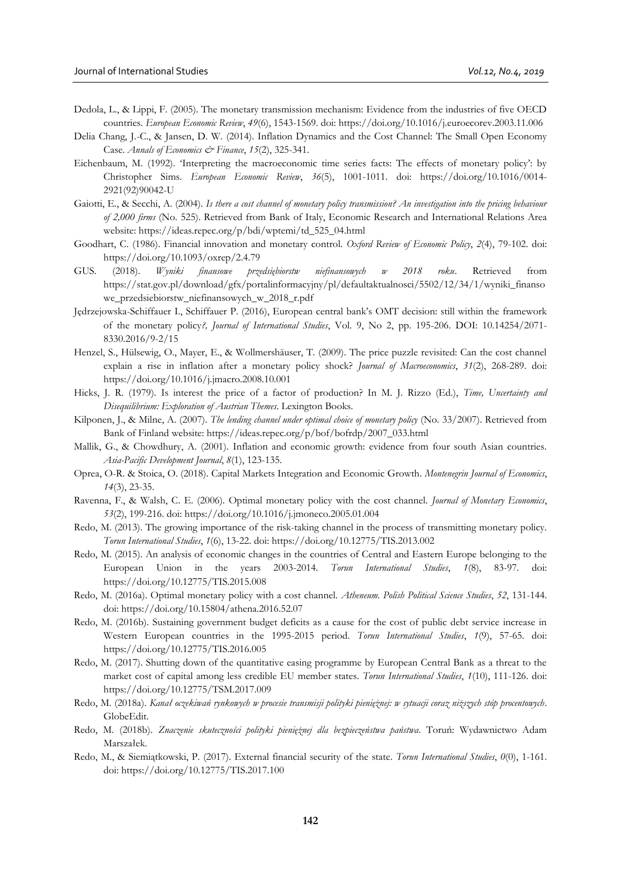Dedola, L., & Lippi, F. (2005). The monetary transmission mechanism: Evidence from the industries of five OECD countries. *European Economic Review*, *49*(6), 1543-1569. doi: https://doi.org/10.1016/j.euroecorev.2003.11.006

Delia Chang, J.-C., & Jansen, D. W. (2014). Inflation Dynamics and the Cost Channel: The Small Open Economy Case. *Annals of Economics & Finance*, *15*(2), 325-341.

Eichenbaum, M. (1992). 'Interpreting the macroeconomic time series facts: The effects of monetary policy': by Christopher Sims. *European Economic Review*, *36*(5), 1001-1011. doi: https://doi.org/10.1016/0014-2921(92)90042-U

Gaiotti, E., & Secchi, A. (2004). *Is there a cost channel of monetary policy transmission? An investigation into the pricing behaviour of 2,000 firms* (No. 525). Retrieved from Bank of Italy, Economic Research and International Relations Area website: https://ideas.repec.org/p/bdi/wptemi/td_525_04.html

Goodhart, C. (1986). Financial innovation and monetary control. *Oxford Review of Economic Policy*, *2*(4), 79-102. doi: https://doi.org/10.1093/oxrep/2.4.79

GUS. (2018). *Wyniki finansowe przedsiębiorstw niefinansowych w 2018 roku*. Retrieved from https://stat.gov.pl/download/gfx/portalinformacyjny/pl/defaultaktualnosci/5502/12/34/1/wyniki_finansowe_przedsiebiorstw_niefinansowych_w_2018_r.pdf

Jędrzejowska-Schiffauer I., Schiffauer P. (2016), European central bank's OMT decision: still within the framework of the monetary policy*?, Journal of International Studies*, Vol. 9, No 2, pp. 195-206. DOI: 10.14254/2071-8330.2016/9-2/15

Henzel, S., Hülsewig, O., Mayer, E., & Wollmershäuser, T. (2009). The price puzzle revisited: Can the cost channel explain a rise in inflation after a monetary policy shock? *Journal of Macroeconomics*, *31*(2), 268-289. doi: https://doi.org/10.1016/j.jmacro.2008.10.001

Hicks, J. R. (1979). Is interest the price of a factor of production? In M. J. Rizzo (Ed.), *Time, Uncertainty and Disequilibrium: Exploration of Austrian Themes*. Lexington Books.

Kilponen, J., & Milne, A. (2007). *The lending channel under optimal choice of monetary policy* (No. 33/2007). Retrieved from Bank of Finland website: https://ideas.repec.org/p/bof/bofrdp/2007_033.html

Mallik, G., & Chowdhury, A. (2001). Inflation and economic growth: evidence from four south Asian countries. *Asia-Pacific Development Journal*, *8*(1), 123-135.

Oprea, O-R. & Stoica, O. (2018). Capital Markets Integration and Economic Growth. *Montenegrin Journal of Economics*, *14*(3), 23-35.

Ravenna, F., & Walsh, C. E. (2006). Optimal monetary policy with the cost channel. *Journal of Monetary Economics*, *53*(2), 199-216. doi: https://doi.org/10.1016/j.jmoneco.2005.01.004

Redo, M. (2013). The growing importance of the risk-taking channel in the process of transmitting monetary policy. *Torun International Studies*, *1*(6), 13-22. doi: https://doi.org/10.12775/TIS.2013.002

Redo, M. (2015). An analysis of economic changes in the countries of Central and Eastern Europe belonging to the European Union in the years 2003-2014. *Torun International Studies*, *1*(8), 83-97. doi: https://doi.org/10.12775/TIS.2015.008

Redo, M. (2016a). Optimal monetary policy with a cost channel. *Atheneum. Polish Political Science Studies*, *52*, 131-144. doi: https://doi.org/10.15804/athena.2016.52.07

Redo, M. (2016b). Sustaining government budget deficits as a cause for the cost of public debt service increase in Western European countries in the 1995-2015 period. *Torun International Studies*, *1*(9), 57-65. doi: https://doi.org/10.12775/TIS.2016.005

Redo, M. (2017). Shutting down of the quantitative easing programme by European Central Bank as a threat to the market cost of capital among less credible EU member states. *Torun International Studies*, *1*(10), 111-126. doi: https://doi.org/10.12775/TSM.2017.009

Redo, M. (2018a). *Kanał oczekiwań rynkowych w procesie transmisji polityki pieniężnej: w sytuacji coraz niższych stóp procentowych*. GlobeEdit.

Redo, M. (2018b). *Znaczenie skuteczności polityki pieniężnej dla bezpieczeństwa państwa*. Toruń: Wydawnictwo Adam Marszałek.

Redo, M., & Siemiątkowski, P. (2017). External financial security of the state. *Torun International Studies*, *0*(0), 1-161. doi: https://doi.org/10.12775/TIS.2017.100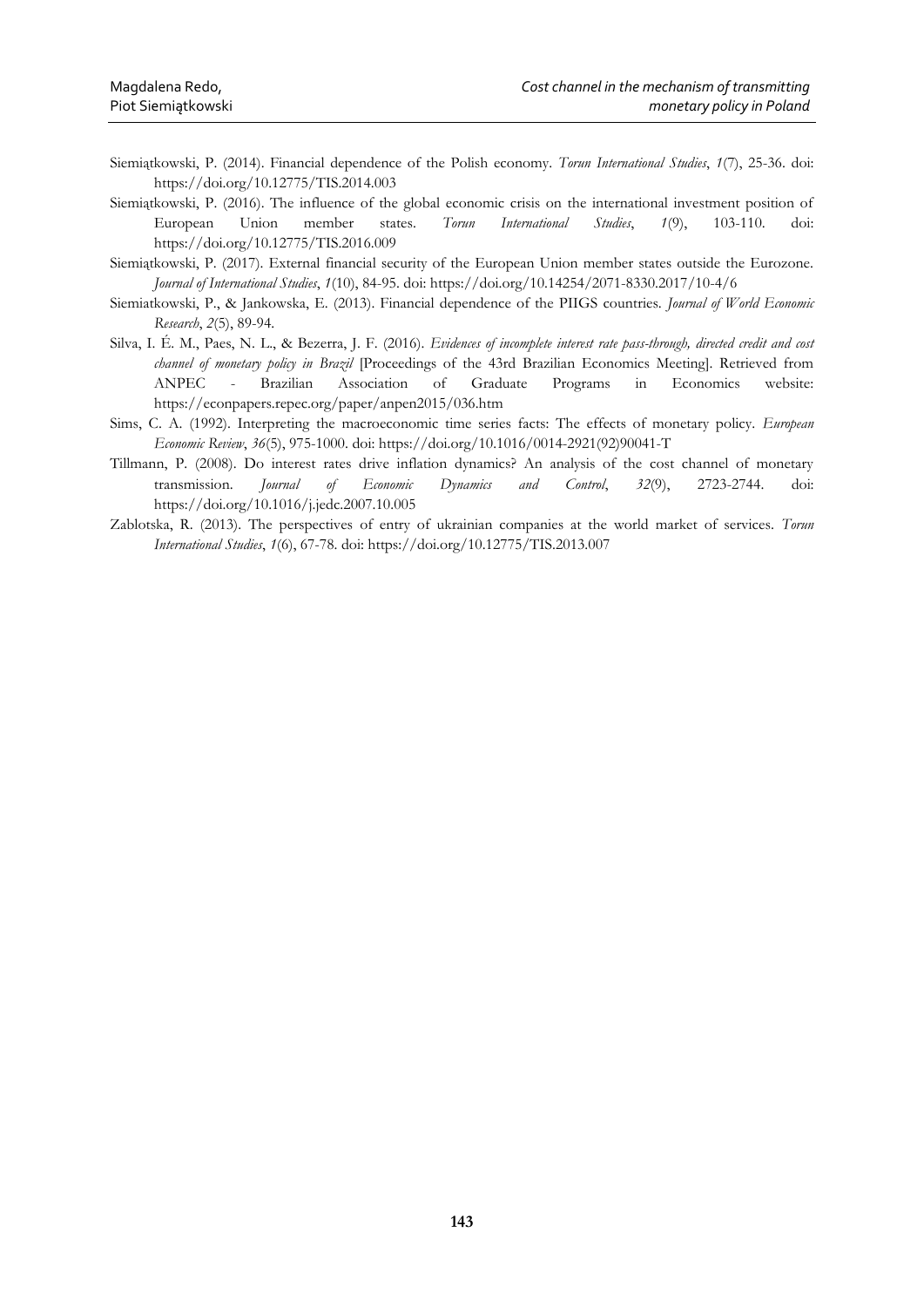Siemiątkowski, P. (2014). Financial dependence of the Polish economy. *Torun International Studies*, *1*(7), 25-36. doi: https://doi.org/10.12775/TIS.2014.003

Siemiątkowski, P. (2016). The influence of the global economic crisis on the international investment position of European Union member states. *Torun International Studies*, *1*(9), 103-110. doi: https://doi.org/10.12775/TIS.2016.009

Siemiątkowski, P. (2017). External financial security of the European Union member states outside the Eurozone. *Journal of International Studies*, *1*(10), 84-95. doi: https://doi.org/10.14254/2071-8330.2017/10-4/6

Siemiatkowski, P., & Jankowska, E. (2013). Financial dependence of the PIIGS countries. *Journal of World Economic Research*, *2*(5), 89-94.

Silva, I. É. M., Paes, N. L., & Bezerra, J. F. (2016). *Evidences of incomplete interest rate pass-through, directed credit and cost channel of monetary policy in Brazil* [Proceedings of the 43rd Brazilian Economics Meeting]. Retrieved from ANPEC - Brazilian Association of Graduate Programs in Economics website: https://econpapers.repec.org/paper/anpen2015/036.htm

Sims, C. A. (1992). Interpreting the macroeconomic time series facts: The effects of monetary policy. *European Economic Review*, *36*(5), 975-1000. doi: https://doi.org/10.1016/0014-2921(92)90041-T

Tillmann, P. (2008). Do interest rates drive inflation dynamics? An analysis of the cost channel of monetary transmission. *Journal of Economic Dynamics and Control*, *32*(9), 2723-2744. doi: https://doi.org/10.1016/j.jedc.2007.10.005

Zablotska, R. (2013). The perspectives of entry of ukrainian companies at the world market of services. *Torun International Studies*, *1*(6), 67-78. doi: https://doi.org/10.12775/TIS.2013.007